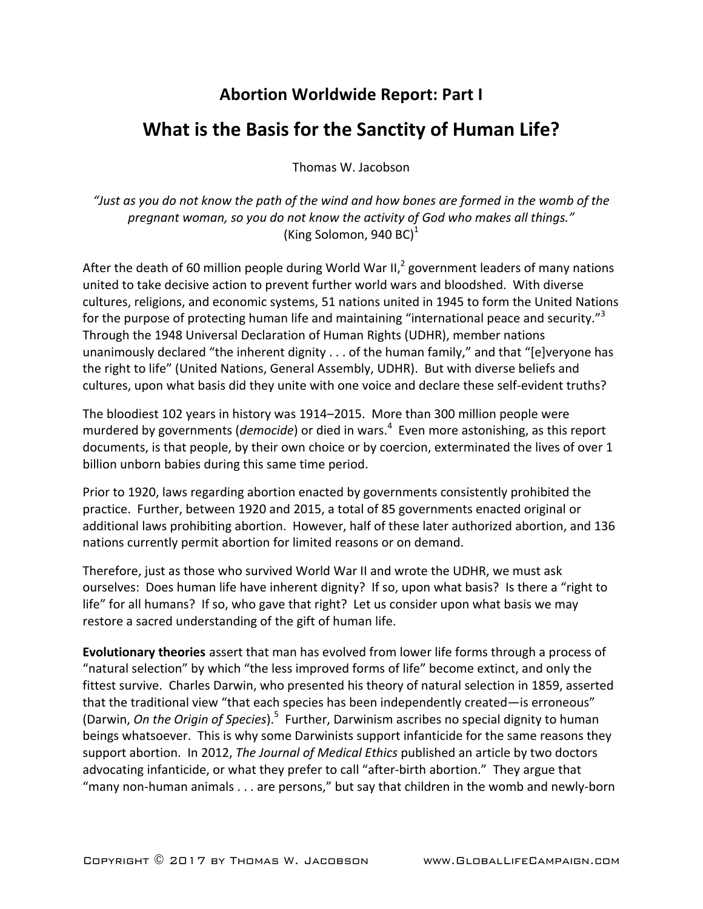## Abortion Worldwide Report: Part I

# What is the Basis for the Sanctity of Human Life?

Thomas W. Jacobson

*"Just as you do not know the path of the wind and how bones are formed in the womb of the pregnant woman, so you do not know the activity of God who makes all things."*
(King Solomon, 940 BC)[1]

After the death of 60 million people during World War II,[2] government leaders of many nations united to take decisive action to prevent further world wars and bloodshed. With diverse cultures, religions, and economic systems, 51 nations united in 1945 to form the United Nations for the purpose of protecting human life and maintaining "international peace and security."[3] Through the 1948 Universal Declaration of Human Rights (UDHR), member nations unanimously declared "the inherent dignity . . . of the human family," and that "[e]veryone has the right to life" (United Nations, General Assembly, UDHR). But with diverse beliefs and cultures, upon what basis did they unite with one voice and declare these self-evident truths?

The bloodiest 102 years in history was 1914–2015. More than 300 million people were murdered by governments (*democide*) or died in wars.[4] Even more astonishing, as this report documents, is that people, by their own choice or by coercion, exterminated the lives of over 1 billion unborn babies during this same time period.

Prior to 1920, laws regarding abortion enacted by governments consistently prohibited the practice. Further, between 1920 and 2015, a total of 85 governments enacted original or additional laws prohibiting abortion. However, half of these later authorized abortion, and 136 nations currently permit abortion for limited reasons or on demand.

Therefore, just as those who survived World War II and wrote the UDHR, we must ask ourselves: Does human life have inherent dignity? If so, upon what basis? Is there a "right to life" for all humans? If so, who gave that right? Let us consider upon what basis we may restore a sacred understanding of the gift of human life.

**Evolutionary theories** assert that man has evolved from lower life forms through a process of "natural selection" by which "the less improved forms of life" become extinct, and only the fittest survive. Charles Darwin, who presented his theory of natural selection in 1859, asserted that the traditional view "that each species has been independently created—is erroneous" (Darwin, *On the Origin of Species*).[5] Further, Darwinism ascribes no special dignity to human beings whatsoever. This is why some Darwinists support infanticide for the same reasons they support abortion. In 2012, *The Journal of Medical Ethics* published an article by two doctors advocating infanticide, or what they prefer to call "after-birth abortion." They argue that "many non-human animals . . . are persons," but say that children in the womb and newly-born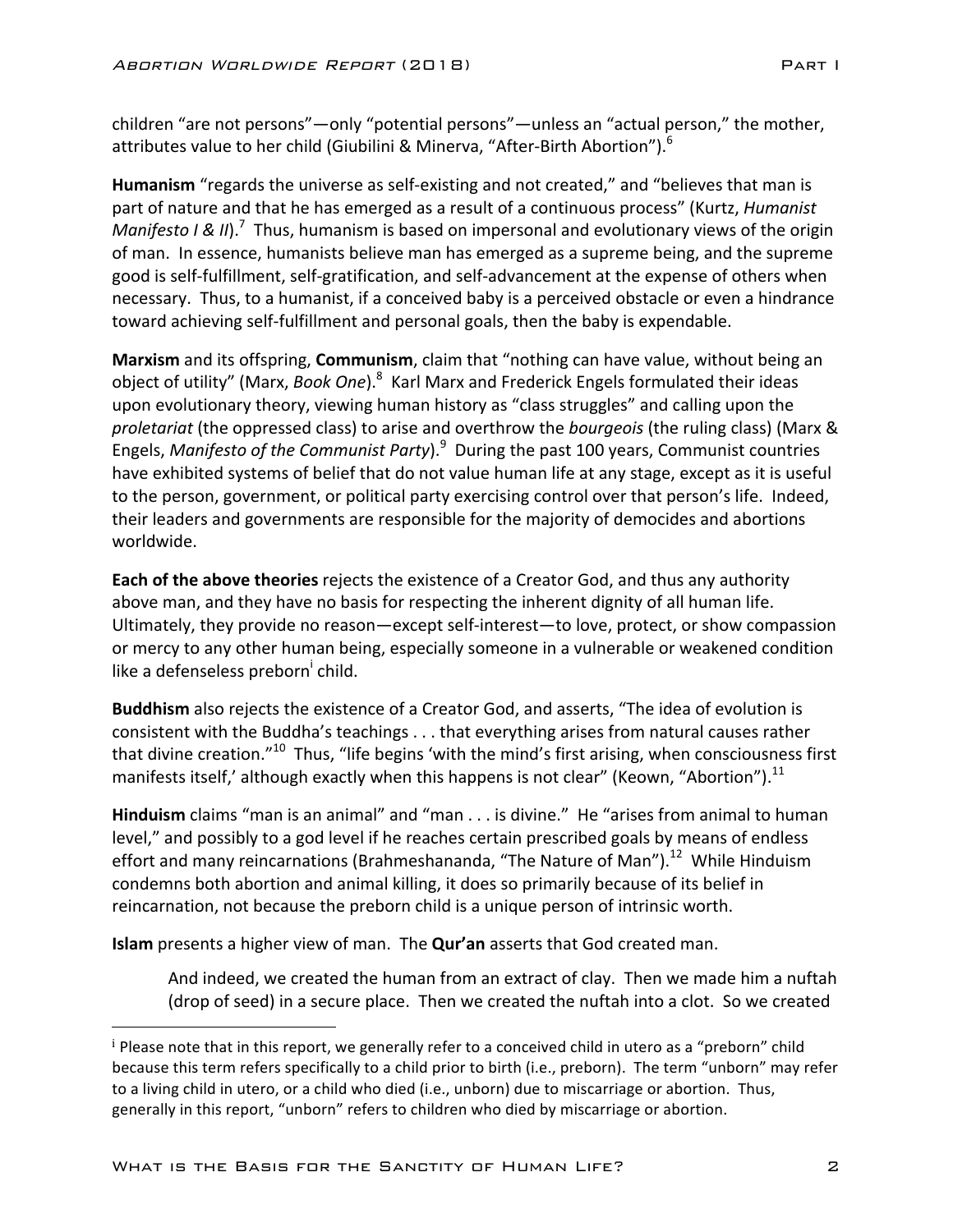children "are not persons"—only "potential persons"—unless an "actual person," the mother, attributes value to her child (Giubilini & Minerva, "After-Birth Abortion").[6]

**Humanism** "regards the universe as self-existing and not created," and "believes that man is part of nature and that he has emerged as a result of a continuous process" (Kurtz, *Humanist Manifesto I & II*).[7] Thus, humanism is based on impersonal and evolutionary views of the origin of man. In essence, humanists believe man has emerged as a supreme being, and the supreme good is self-fulfillment, self-gratification, and self-advancement at the expense of others when necessary. Thus, to a humanist, if a conceived baby is a perceived obstacle or even a hindrance toward achieving self-fulfillment and personal goals, then the baby is expendable.

**Marxism** and its offspring, **Communism**, claim that "nothing can have value, without being an object of utility" (Marx, *Book One*).[8] Karl Marx and Frederick Engels formulated their ideas upon evolutionary theory, viewing human history as "class struggles" and calling upon the *proletariat* (the oppressed class) to arise and overthrow the *bourgeois* (the ruling class) (Marx & Engels, *Manifesto of the Communist Party*).[9] During the past 100 years, Communist countries have exhibited systems of belief that do not value human life at any stage, except as it is useful to the person, government, or political party exercising control over that person's life. Indeed, their leaders and governments are responsible for the majority of democides and abortions worldwide.

**Each of the above theories** rejects the existence of a Creator God, and thus any authority above man, and they have no basis for respecting the inherent dignity of all human life. Ultimately, they provide no reason—except self-interest—to love, protect, or show compassion or mercy to any other human being, especially someone in a vulnerable or weakened condition like a defenseless preborn[i] child.

**Buddhism** also rejects the existence of a Creator God, and asserts, "The idea of evolution is consistent with the Buddha's teachings . . . that everything arises from natural causes rather that divine creation."[10] Thus, "life begins 'with the mind's first arising, when consciousness first manifests itself,' although exactly when this happens is not clear" (Keown, "Abortion").[11]

**Hinduism** claims "man is an animal" and "man . . . is divine." He "arises from animal to human level," and possibly to a god level if he reaches certain prescribed goals by means of endless effort and many reincarnations (Brahmeshananda, "The Nature of Man").[12] While Hinduism condemns both abortion and animal killing, it does so primarily because of its belief in reincarnation, not because the preborn child is a unique person of intrinsic worth.

**Islam** presents a higher view of man. The **Qur'an** asserts that God created man.

> And indeed, we created the human from an extract of clay. Then we made him a nuftah (drop of seed) in a secure place. Then we created the nuftah into a clot. So we created

---

[i] Please note that in this report, we generally refer to a conceived child in utero as a "preborn" child because this term refers specifically to a child prior to birth (i.e., preborn). The term "unborn" may refer to a living child in utero, or a child who died (i.e., unborn) due to miscarriage or abortion. Thus, generally in this report, "unborn" refers to children who died by miscarriage or abortion.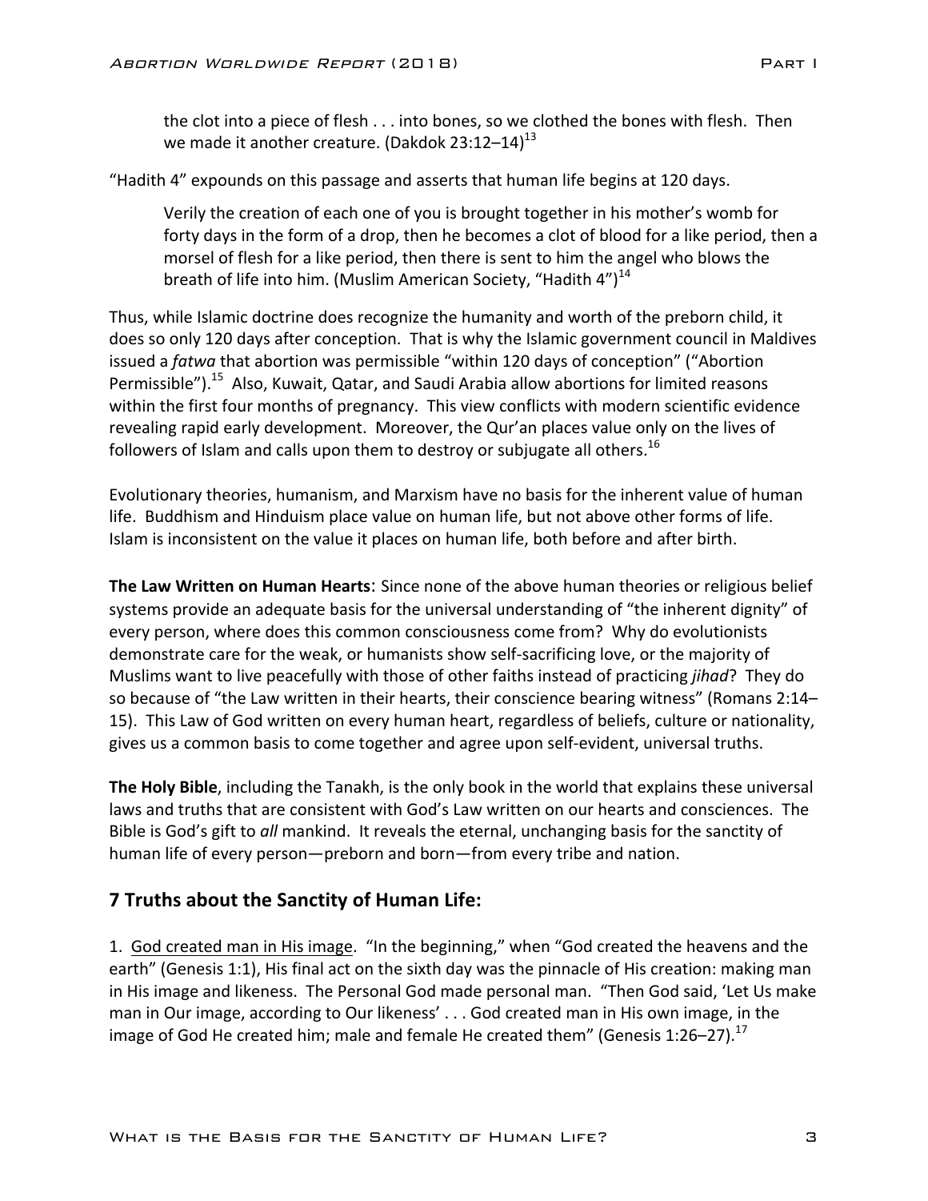> the clot into a piece of flesh . . . into bones, so we clothed the bones with flesh. Then we made it another creature. (Dakdok 23:12–14)[13]

"Hadith 4" expounds on this passage and asserts that human life begins at 120 days.

> Verily the creation of each one of you is brought together in his mother's womb for forty days in the form of a drop, then he becomes a clot of blood for a like period, then a morsel of flesh for a like period, then there is sent to him the angel who blows the breath of life into him. (Muslim American Society, "Hadith 4")[14]

Thus, while Islamic doctrine does recognize the humanity and worth of the preborn child, it does so only 120 days after conception. That is why the Islamic government council in Maldives issued a *fatwa* that abortion was permissible "within 120 days of conception" ("Abortion Permissible").[15] Also, Kuwait, Qatar, and Saudi Arabia allow abortions for limited reasons within the first four months of pregnancy. This view conflicts with modern scientific evidence revealing rapid early development. Moreover, the Qur'an places value only on the lives of followers of Islam and calls upon them to destroy or subjugate all others.[16]

Evolutionary theories, humanism, and Marxism have no basis for the inherent value of human life. Buddhism and Hinduism place value on human life, but not above other forms of life. Islam is inconsistent on the value it places on human life, both before and after birth.

**The Law Written on Human Hearts**: Since none of the above human theories or religious belief systems provide an adequate basis for the universal understanding of "the inherent dignity" of every person, where does this common consciousness come from? Why do evolutionists demonstrate care for the weak, or humanists show self-sacrificing love, or the majority of Muslims want to live peacefully with those of other faiths instead of practicing *jihad*? They do so because of "the Law written in their hearts, their conscience bearing witness" (Romans 2:14–15). This Law of God written on every human heart, regardless of beliefs, culture or nationality, gives us a common basis to come together and agree upon self-evident, universal truths.

**The Holy Bible**, including the Tanakh, is the only book in the world that explains these universal laws and truths that are consistent with God's Law written on our hearts and consciences. The Bible is God's gift to *all* mankind. It reveals the eternal, unchanging basis for the sanctity of human life of every person—preborn and born—from every tribe and nation.

## 7 Truths about the Sanctity of Human Life:

1. <u>God created man in His image</u>. "In the beginning," when "God created the heavens and the earth" (Genesis 1:1), His final act on the sixth day was the pinnacle of His creation: making man in His image and likeness. The Personal God made personal man. "Then God said, 'Let Us make man in Our image, according to Our likeness' . . . God created man in His own image, in the image of God He created him; male and female He created them" (Genesis 1:26–27).[17]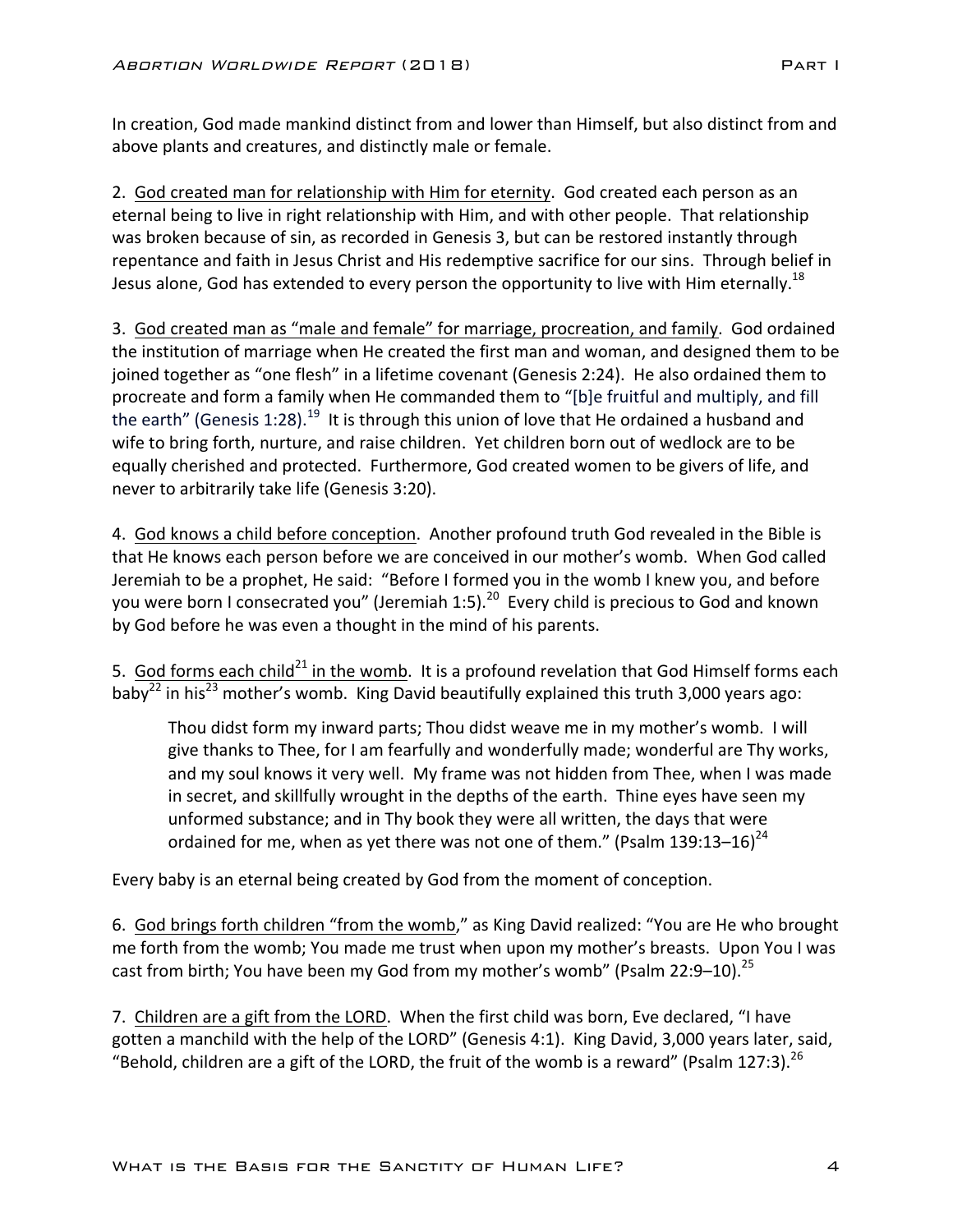In creation, God made mankind distinct from and lower than Himself, but also distinct from and above plants and creatures, and distinctly male or female.

2. <u>God created man for relationship with Him for eternity</u>. God created each person as an eternal being to live in right relationship with Him, and with other people. That relationship was broken because of sin, as recorded in Genesis 3, but can be restored instantly through repentance and faith in Jesus Christ and His redemptive sacrifice for our sins. Through belief in Jesus alone, God has extended to every person the opportunity to live with Him eternally.[18]

3. <u>God created man as "male and female" for marriage, procreation, and family</u>. God ordained the institution of marriage when He created the first man and woman, and designed them to be joined together as "one flesh" in a lifetime covenant (Genesis 2:24). He also ordained them to procreate and form a family when He commanded them to "[b]e fruitful and multiply, and fill the earth" (Genesis 1:28).[19] It is through this union of love that He ordained a husband and wife to bring forth, nurture, and raise children. Yet children born out of wedlock are to be equally cherished and protected. Furthermore, God created women to be givers of life, and never to arbitrarily take life (Genesis 3:20).

4. <u>God knows a child before conception</u>. Another profound truth God revealed in the Bible is that He knows each person before we are conceived in our mother's womb. When God called Jeremiah to be a prophet, He said: "Before I formed you in the womb I knew you, and before you were born I consecrated you" (Jeremiah 1:5).[20] Every child is precious to God and known by God before he was even a thought in the mind of his parents.

5. <u>God forms each child[21] in the womb</u>. It is a profound revelation that God Himself forms each baby[22] in his[23] mother's womb. King David beautifully explained this truth 3,000 years ago:

> Thou didst form my inward parts; Thou didst weave me in my mother's womb. I will give thanks to Thee, for I am fearfully and wonderfully made; wonderful are Thy works, and my soul knows it very well. My frame was not hidden from Thee, when I was made in secret, and skillfully wrought in the depths of the earth. Thine eyes have seen my unformed substance; and in Thy book they were all written, the days that were ordained for me, when as yet there was not one of them." (Psalm 139:13–16)[24]

Every baby is an eternal being created by God from the moment of conception.

6. <u>God brings forth children "from the womb</u>," as King David realized: "You are He who brought me forth from the womb; You made me trust when upon my mother's breasts. Upon You I was cast from birth; You have been my God from my mother's womb" (Psalm 22:9–10).[25]

7. <u>Children are a gift from the LORD</u>. When the first child was born, Eve declared, "I have gotten a manchild with the help of the LORD" (Genesis 4:1). King David, 3,000 years later, said, "Behold, children are a gift of the LORD, the fruit of the womb is a reward" (Psalm 127:3).[26]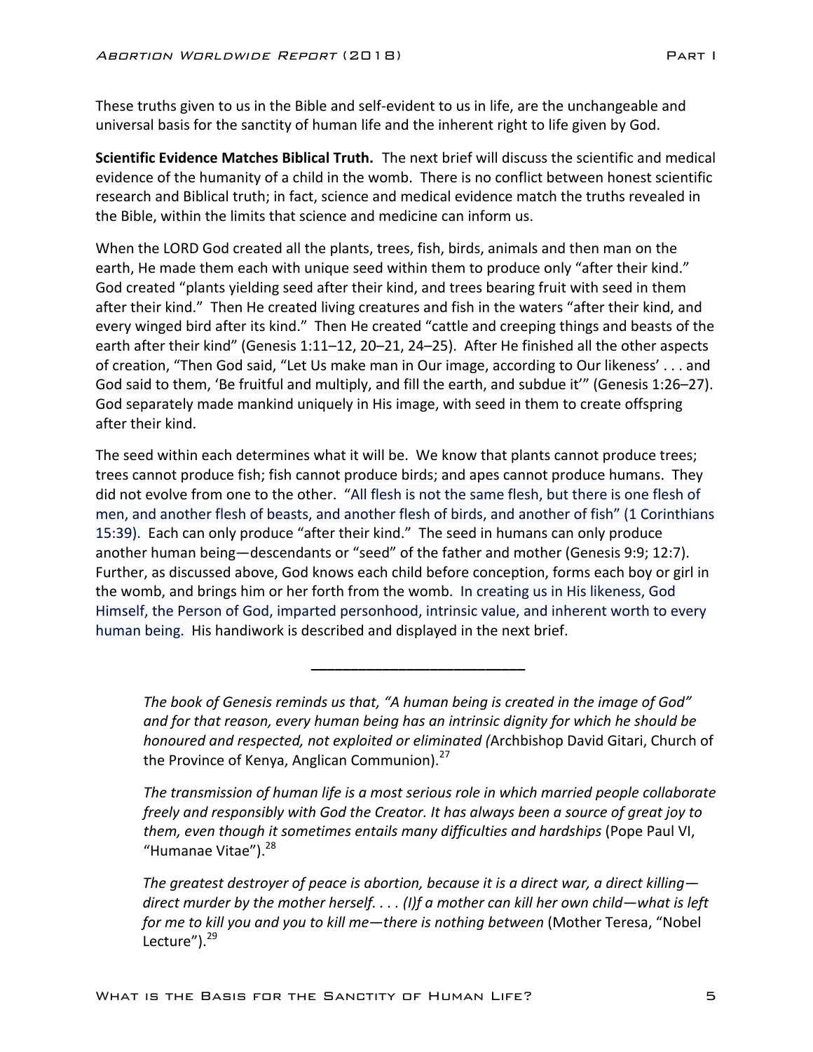These truths given to us in the Bible and self-evident to us in life, are the unchangeable and universal basis for the sanctity of human life and the inherent right to life given by God.

**Scientific Evidence Matches Biblical Truth.** The next brief will discuss the scientific and medical evidence of the humanity of a child in the womb. There is no conflict between honest scientific research and Biblical truth; in fact, science and medical evidence match the truths revealed in the Bible, within the limits that science and medicine can inform us.

When the LORD God created all the plants, trees, fish, birds, animals and then man on the earth, He made them each with unique seed within them to produce only "after their kind." God created "plants yielding seed after their kind, and trees bearing fruit with seed in them after their kind." Then He created living creatures and fish in the waters "after their kind, and every winged bird after its kind." Then He created "cattle and creeping things and beasts of the earth after their kind" (Genesis 1:11–12, 20–21, 24–25). After He finished all the other aspects of creation, "Then God said, "Let Us make man in Our image, according to Our likeness' . . . and God said to them, 'Be fruitful and multiply, and fill the earth, and subdue it'" (Genesis 1:26–27). God separately made mankind uniquely in His image, with seed in them to create offspring after their kind.

The seed within each determines what it will be. We know that plants cannot produce trees; trees cannot produce fish; fish cannot produce birds; and apes cannot produce humans. They did not evolve from one to the other. "All flesh is not the same flesh, but there is one flesh of men, and another flesh of beasts, and another flesh of birds, and another of fish" (1 Corinthians 15:39). Each can only produce "after their kind." The seed in humans can only produce another human being—descendants or "seed" of the father and mother (Genesis 9:9; 12:7). Further, as discussed above, God knows each child before conception, forms each boy or girl in the womb, and brings him or her forth from the womb. In creating us in His likeness, God Himself, the Person of God, imparted personhood, intrinsic value, and inherent worth to every human being. His handiwork is described and displayed in the next brief.

---

> *The book of Genesis reminds us that, "A human being is created in the image of God" and for that reason, every human being has an intrinsic dignity for which he should be honoured and respected, not exploited or eliminated (*Archbishop David Gitari, Church of the Province of Kenya, Anglican Communion).[27]
>
> *The transmission of human life is a most serious role in which married people collaborate freely and responsibly with God the Creator. It has always been a source of great joy to them, even though it sometimes entails many difficulties and hardships* (Pope Paul VI, "Humanae Vitae").[28]
>
> *The greatest destroyer of peace is abortion, because it is a direct war, a direct killing—direct murder by the mother herself. . . . (I)f a mother can kill her own child—what is left for me to kill you and you to kill me—there is nothing between* (Mother Teresa, "Nobel Lecture").[29]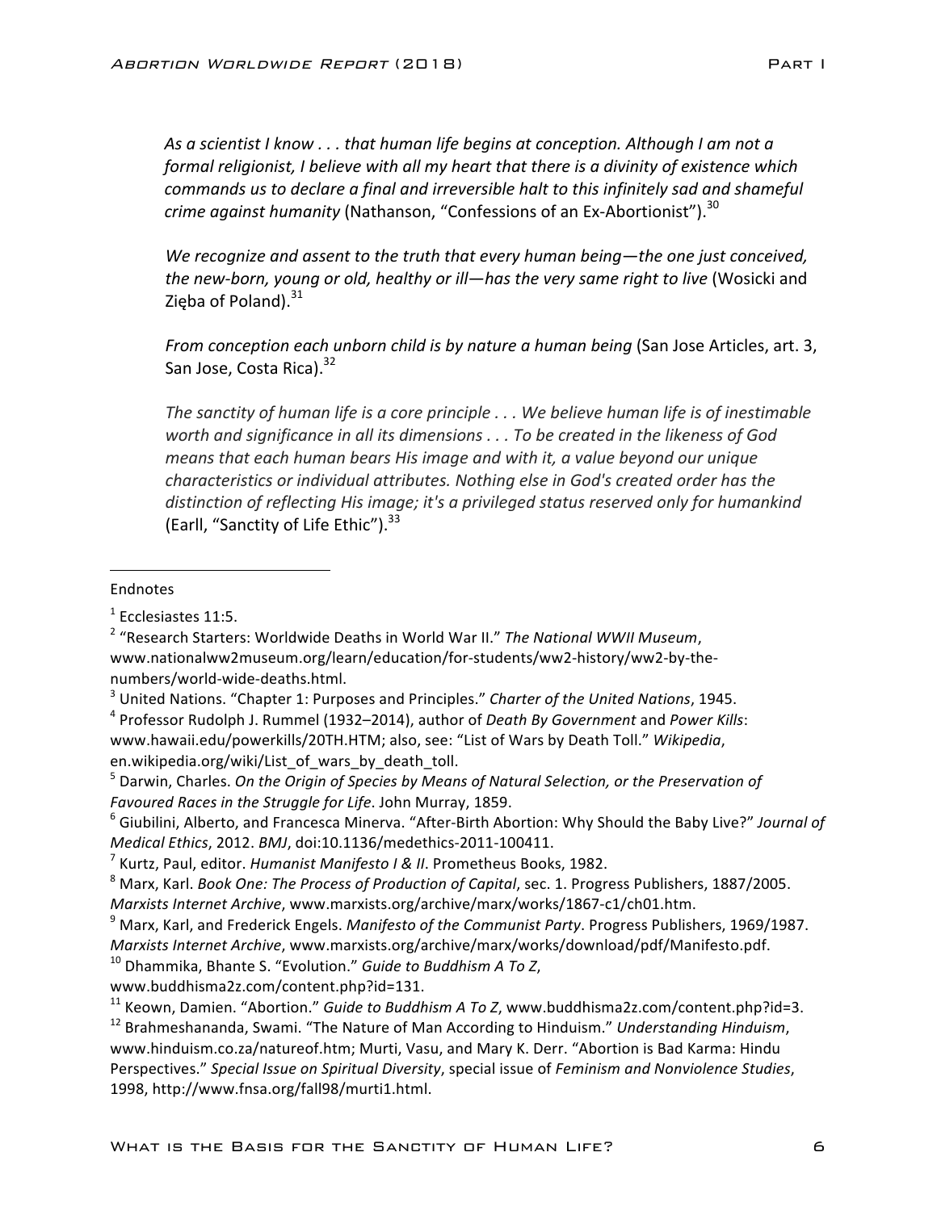*As a scientist I know . . . that human life begins at conception. Although I am not a formal religionist, I believe with all my heart that there is a divinity of existence which commands us to declare a final and irreversible halt to this infinitely sad and shameful crime against humanity* (Nathanson, "Confessions of an Ex-Abortionist").[30]

*We recognize and assent to the truth that every human being—the one just conceived, the new-born, young or old, healthy or ill—has the very same right to live* (Wosicki and Zięba of Poland).[31]

*From conception each unborn child is by nature a human being* (San Jose Articles, art. 3, San Jose, Costa Rica).[32]

*The sanctity of human life is a core principle . . . We believe human life is of inestimable worth and significance in all its dimensions . . . To be created in the likeness of God means that each human bears His image and with it, a value beyond our unique characteristics or individual attributes. Nothing else in God's created order has the distinction of reflecting His image; it's a privileged status reserved only for humankind* (Earll, "Sanctity of Life Ethic").[33]

---

Endnotes

[1] Ecclesiastes 11:5.

[2] "Research Starters: Worldwide Deaths in World War II." *The National WWII Museum*, www.nationalww2museum.org/learn/education/for-students/ww2-history/ww2-by-the-numbers/world-wide-deaths.html.

[3] United Nations. "Chapter 1: Purposes and Principles." *Charter of the United Nations*, 1945.

[4] Professor Rudolph J. Rummel (1932–2014), author of *Death By Government* and *Power Kills*: www.hawaii.edu/powerkills/20TH.HTM; also, see: "List of Wars by Death Toll." *Wikipedia*, en.wikipedia.org/wiki/List_of_wars_by_death_toll.

[5] Darwin, Charles. *On the Origin of Species by Means of Natural Selection, or the Preservation of Favoured Races in the Struggle for Life*. John Murray, 1859.

[6] Giubilini, Alberto, and Francesca Minerva. "After-Birth Abortion: Why Should the Baby Live?" *Journal of Medical Ethics*, 2012. *BMJ*, doi:10.1136/medethics-2011-100411.

[7] Kurtz, Paul, editor. *Humanist Manifesto I & II*. Prometheus Books, 1982.

[8] Marx, Karl. *Book One: The Process of Production of Capital*, sec. 1. Progress Publishers, 1887/2005. *Marxists Internet Archive*, www.marxists.org/archive/marx/works/1867-c1/ch01.htm.

[9] Marx, Karl, and Frederick Engels. *Manifesto of the Communist Party*. Progress Publishers, 1969/1987. *Marxists Internet Archive*, www.marxists.org/archive/marx/works/download/pdf/Manifesto.pdf.

[10] Dhammika, Bhante S. "Evolution." *Guide to Buddhism A To Z*, www.buddhisma2z.com/content.php?id=131.

[11] Keown, Damien. "Abortion." *Guide to Buddhism A To Z*, www.buddhisma2z.com/content.php?id=3.

[12] Brahmeshananda, Swami. "The Nature of Man According to Hinduism." *Understanding Hinduism*, www.hinduism.co.za/natureof.htm; Murti, Vasu, and Mary K. Derr. "Abortion is Bad Karma: Hindu Perspectives." *Special Issue on Spiritual Diversity*, special issue of *Feminism and Nonviolence Studies*, 1998, http://www.fnsa.org/fall98/murti1.html.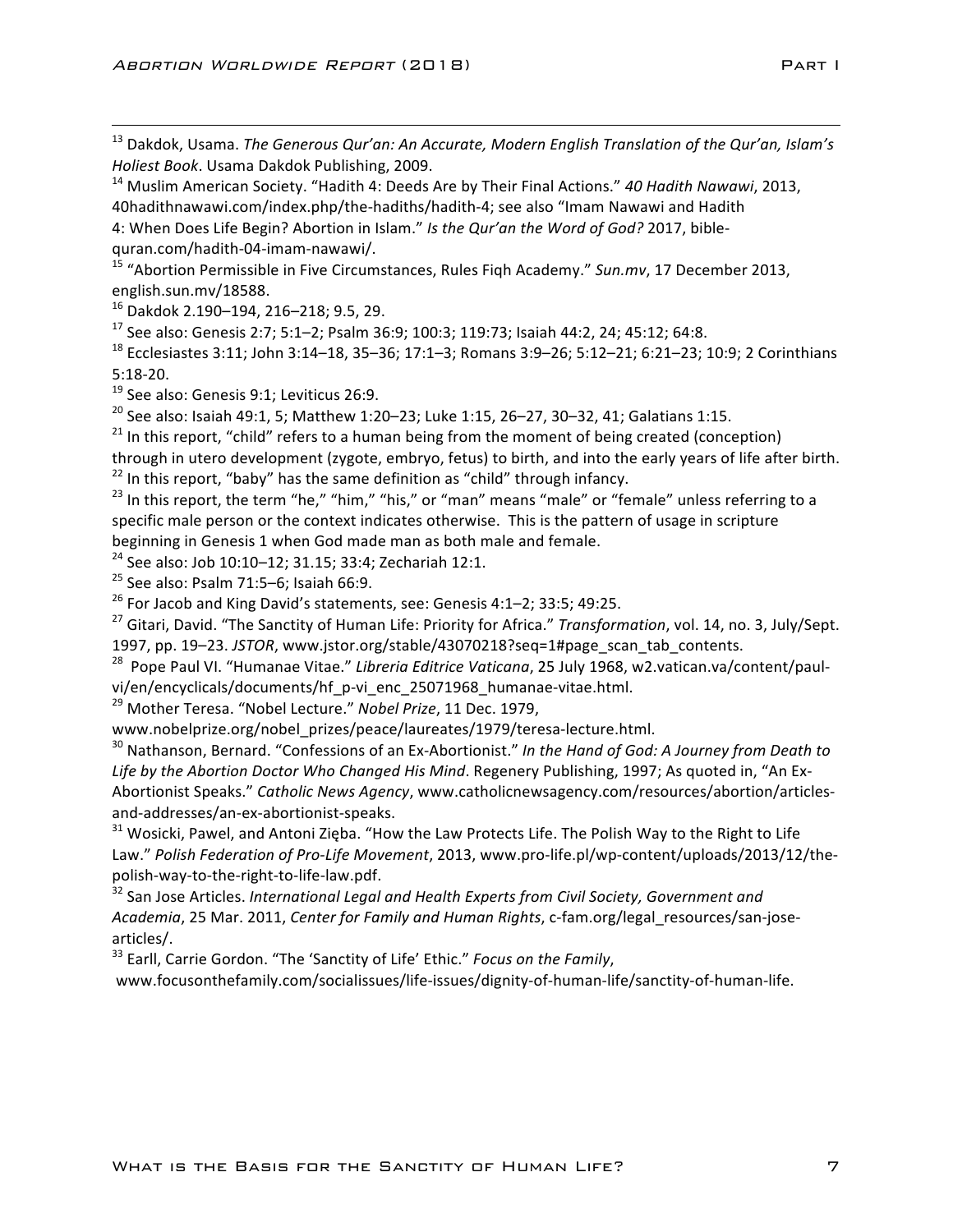[13] Dakdok, Usama. *The Generous Qur'an: An Accurate, Modern English Translation of the Qur'an, Islam's Holiest Book*. Usama Dakdok Publishing, 2009.

[14] Muslim American Society. "Hadith 4: Deeds Are by Their Final Actions." *40 Hadith Nawawi*, 2013, 40hadithnawawi.com/index.php/the-hadiths/hadith-4; see also "Imam Nawawi and Hadith 4: When Does Life Begin? Abortion in Islam." *Is the Qur'an the Word of God?* 2017, bible-quran.com/hadith-04-imam-nawawi/.

[15] "Abortion Permissible in Five Circumstances, Rules Fiqh Academy." *Sun.mv*, 17 December 2013, english.sun.mv/18588.

[16] Dakdok 2.190–194, 216–218; 9.5, 29.

[17] See also: Genesis 2:7; 5:1–2; Psalm 36:9; 100:3; 119:73; Isaiah 44:2, 24; 45:12; 64:8.

[18] Ecclesiastes 3:11; John 3:14–18, 35–36; 17:1–3; Romans 3:9–26; 5:12–21; 6:21–23; 10:9; 2 Corinthians 5:18-20.

[19] See also: Genesis 9:1; Leviticus 26:9.

[20] See also: Isaiah 49:1, 5; Matthew 1:20–23; Luke 1:15, 26–27, 30–32, 41; Galatians 1:15.

[21] In this report, "child" refers to a human being from the moment of being created (conception) through in utero development (zygote, embryo, fetus) to birth, and into the early years of life after birth.

[22] In this report, "baby" has the same definition as "child" through infancy.

[23] In this report, the term "he," "him," "his," or "man" means "male" or "female" unless referring to a specific male person or the context indicates otherwise. This is the pattern of usage in scripture beginning in Genesis 1 when God made man as both male and female.

[24] See also: Job 10:10–12; 31.15; 33:4; Zechariah 12:1.

[25] See also: Psalm 71:5–6; Isaiah 66:9.

[26] For Jacob and King David's statements, see: Genesis 4:1–2; 33:5; 49:25.

[27] Gitari, David. "The Sanctity of Human Life: Priority for Africa." *Transformation*, vol. 14, no. 3, July/Sept. 1997, pp. 19–23. *JSTOR*, www.jstor.org/stable/43070218?seq=1#page_scan_tab_contents.

[28] Pope Paul VI. "Humanae Vitae." *Libreria Editrice Vaticana*, 25 July 1968, w2.vatican.va/content/paul-vi/en/encyclicals/documents/hf_p-vi_enc_25071968_humanae-vitae.html.

[29] Mother Teresa. "Nobel Lecture." *Nobel Prize*, 11 Dec. 1979, www.nobelprize.org/nobel_prizes/peace/laureates/1979/teresa-lecture.html.

[30] Nathanson, Bernard. "Confessions of an Ex-Abortionist." *In the Hand of God: A Journey from Death to Life by the Abortion Doctor Who Changed His Mind*. Regenery Publishing, 1997; As quoted in, "An Ex-Abortionist Speaks." *Catholic News Agency*, www.catholicnewsagency.com/resources/abortion/articles-and-addresses/an-ex-abortionist-speaks.

[31] Wosicki, Pawel, and Antoni Zięba. "How the Law Protects Life. The Polish Way to the Right to Life Law." *Polish Federation of Pro-Life Movement*, 2013, www.pro-life.pl/wp-content/uploads/2013/12/the-polish-way-to-the-right-to-life-law.pdf.

[32] San Jose Articles. *International Legal and Health Experts from Civil Society, Government and Academia*, 25 Mar. 2011, *Center for Family and Human Rights*, c-fam.org/legal_resources/san-jose-articles/.

[33] Earll, Carrie Gordon. "The 'Sanctity of Life' Ethic." *Focus on the Family*, www.focusonthefamily.com/socialissues/life-issues/dignity-of-human-life/sanctity-of-human-life.